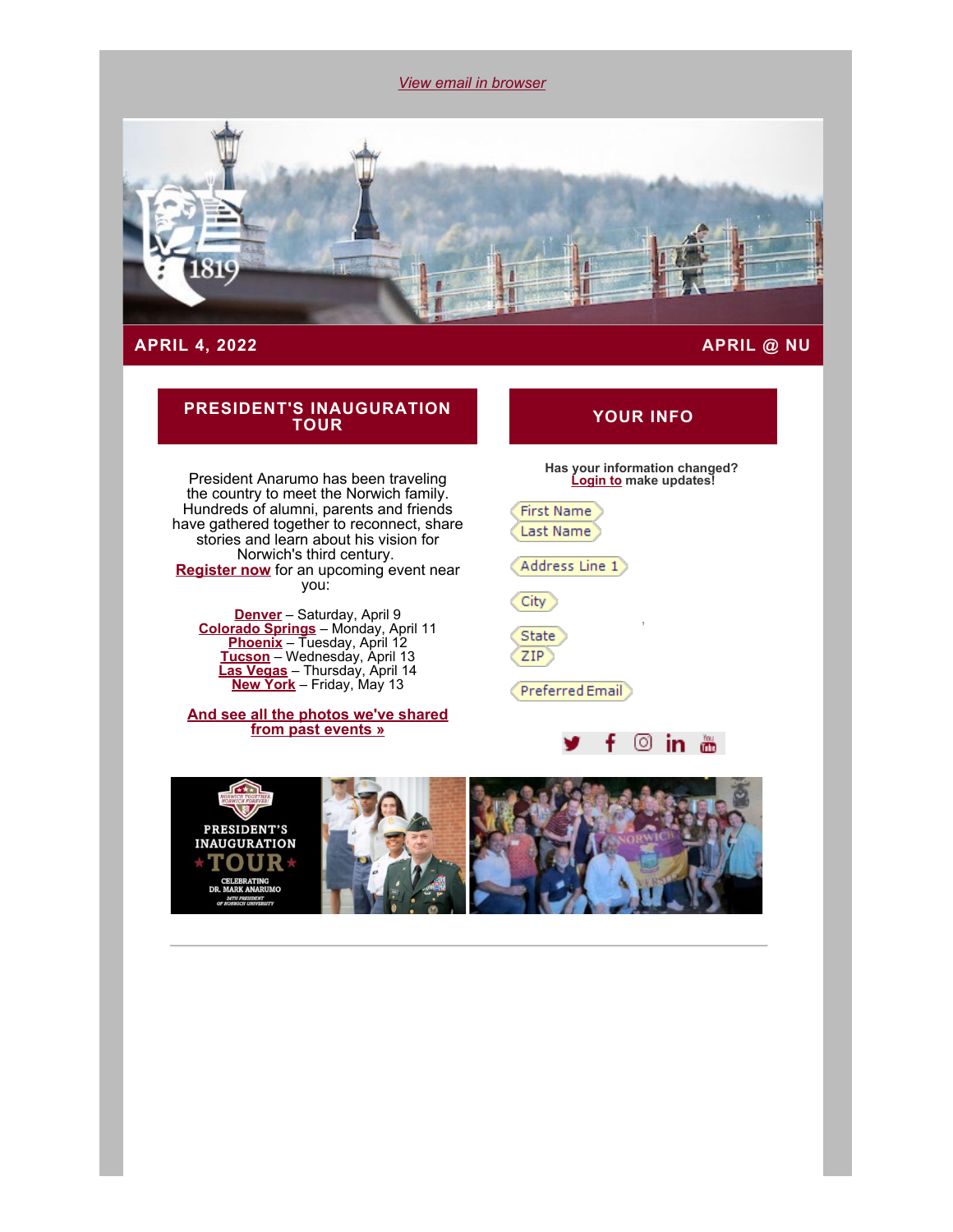View email in browser

**APRIL 4, 2022** **APRIL @ NU**

## PRESIDENT'S INAUGURATION TOUR

President Anarumo has been traveling the country to meet the Norwich family. Hundreds of alumni, parents and friends have gathered together to reconnect, share stories and learn about his vision for Norwich's third century.

**Register now** for an upcoming event near you:

**Denver** – Saturday, April 9
**Colorado Springs** – Monday, April 11
**Phoenix** – Tuesday, April 12
**Tucson** – Wednesday, April 13
**Las Vegas** – Thursday, April 14
**New York** – Friday, May 13

**And see all the photos we've shared from past events »**

## YOUR INFO

**Has your information changed?**
**Login to make updates!**

First Name
Last Name

Address Line 1

City

State
ZIP

Preferred Email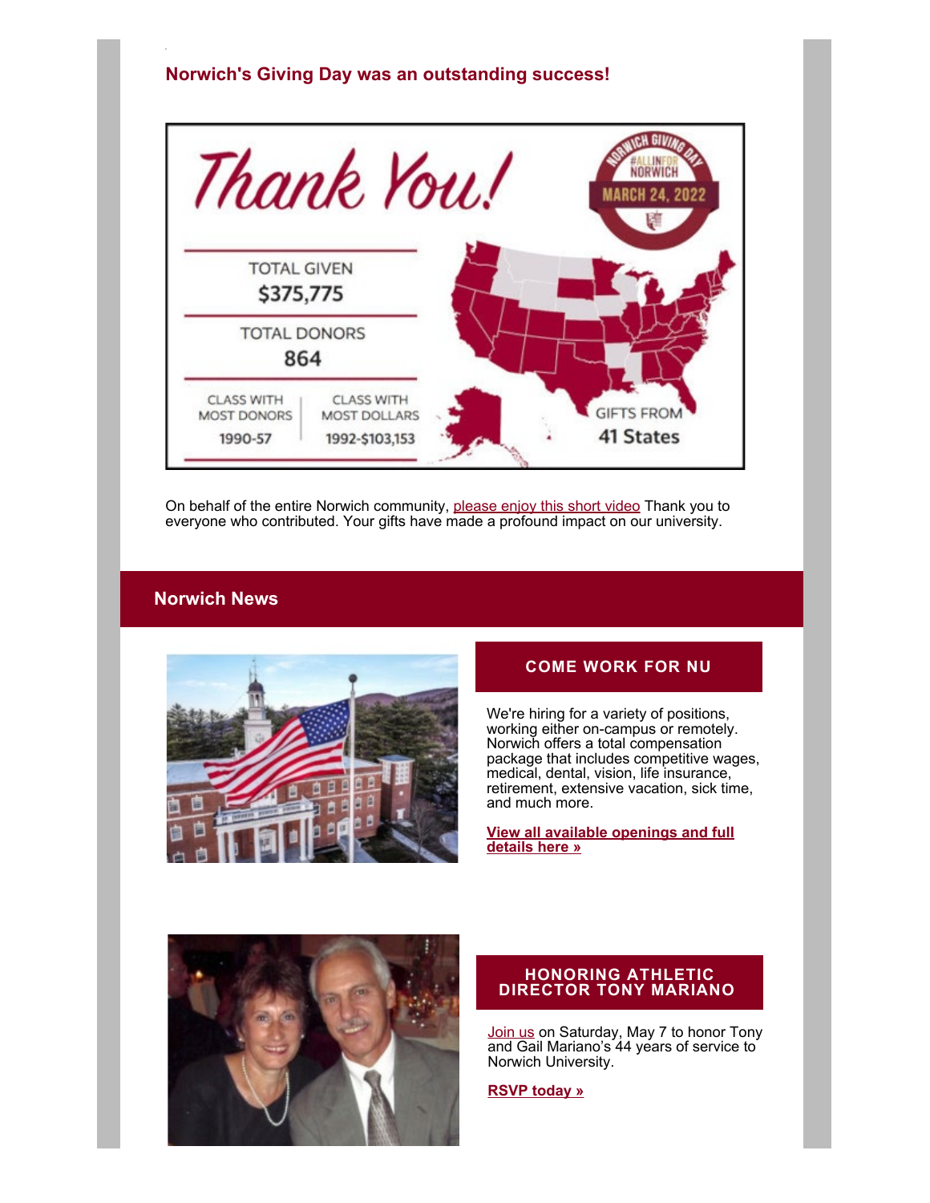## Norwich's Giving Day was an outstanding success!

Thank You!

NORWICH GIVING DAY #ALLINFORNORWICH MARCH 24, 2022

TOTAL GIVEN
$375,775

TOTAL DONORS
864

| CLASS WITH MOST DONORS | CLASS WITH MOST DOLLARS |
| --- | --- |
| 1990-57 | 1992-$103,153 |

GIFTS FROM
41 States

On behalf of the entire Norwich community, please enjoy this short video Thank you to everyone who contributed. Your gifts have made a profound impact on our university.

## Norwich News

### COME WORK FOR NU

We're hiring for a variety of positions, working either on-campus or remotely. Norwich offers a total compensation package that includes competitive wages, medical, dental, vision, life insurance, retirement, extensive vacation, sick time, and much more.

**View all available openings and full details here »**

### HONORING ATHLETIC DIRECTOR TONY MARIANO

Join us on Saturday, May 7 to honor Tony and Gail Mariano's 44 years of service to Norwich University.

**RSVP today »**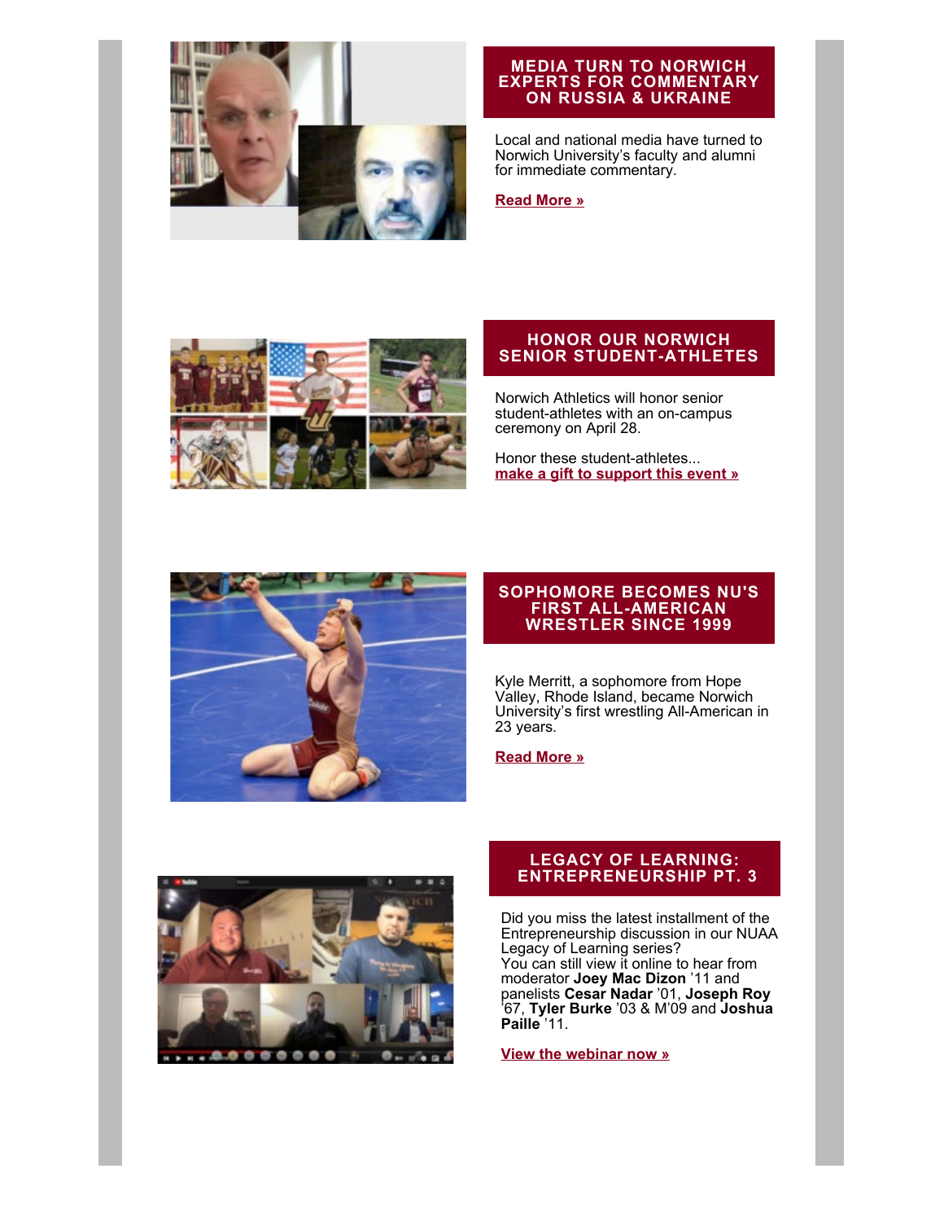## MEDIA TURN TO NORWICH EXPERTS FOR COMMENTARY ON RUSSIA & UKRAINE

Local and national media have turned to Norwich University's faculty and alumni for immediate commentary.

**Read More »**

## HONOR OUR NORWICH SENIOR STUDENT-ATHLETES

Norwich Athletics will honor senior student-athletes with an on-campus ceremony on April 28.

Honor these student-athletes...
**make a gift to support this event »**

## SOPHOMORE BECOMES NU'S FIRST ALL-AMERICAN WRESTLER SINCE 1999

Kyle Merritt, a sophomore from Hope Valley, Rhode Island, became Norwich University's first wrestling All-American in 23 years.

**Read More »**

## LEGACY OF LEARNING: ENTREPRENEURSHIP PT. 3

Did you miss the latest installment of the Entrepreneurship discussion in our NUAA Legacy of Learning series?
You can still view it online to hear from moderator **Joey Mac Dizon** '11 and panelists **Cesar Nadar** '01, **Joseph Roy** '67, **Tyler Burke** '03 & M'09 and **Joshua Paille** '11.

**View the webinar now »**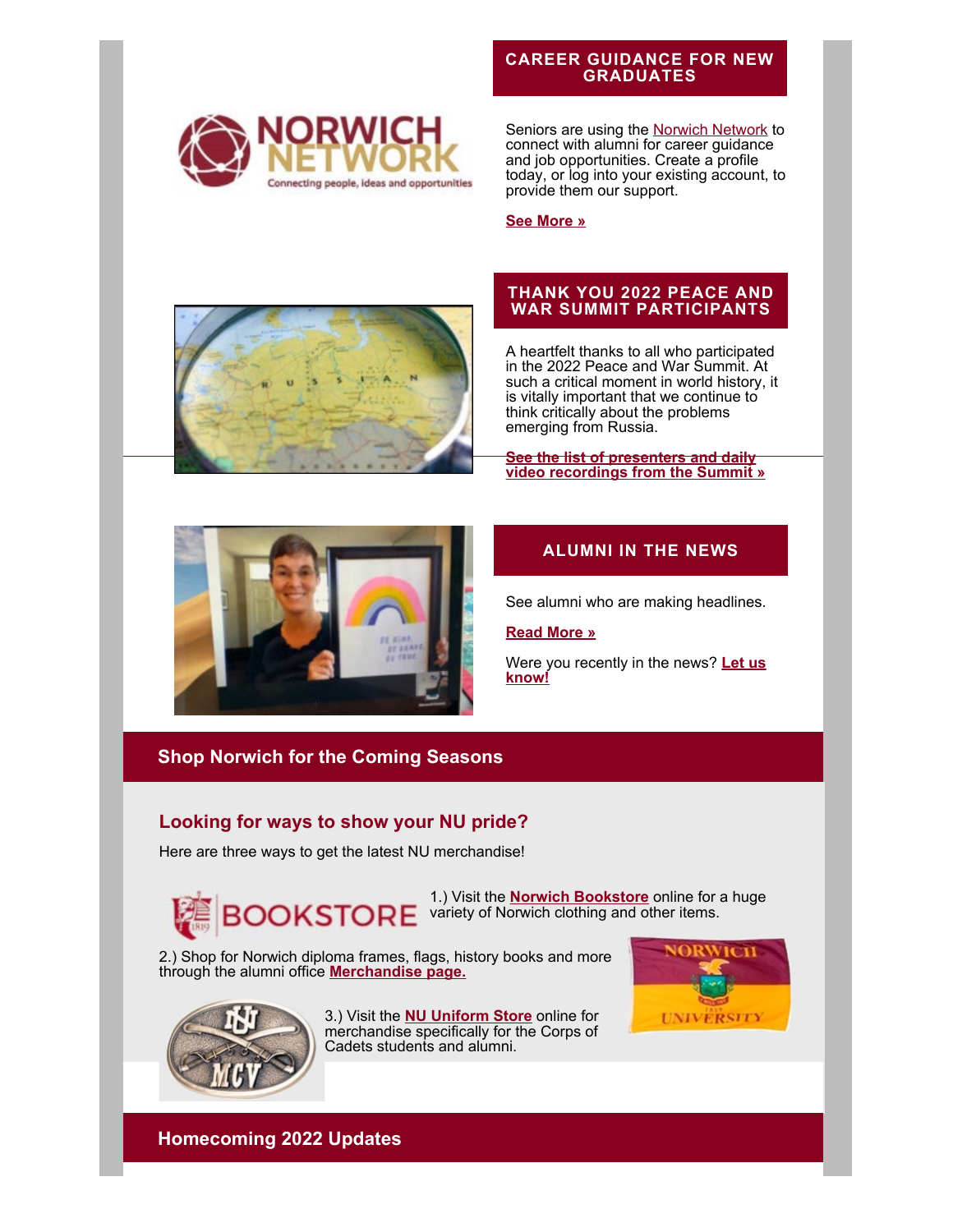## CAREER GUIDANCE FOR NEW GRADUATES

Seniors are using the Norwich Network to connect with alumni for career guidance and job opportunities. Create a profile today, or log into your existing account, to provide them our support.

**See More »**

## THANK YOU 2022 PEACE AND WAR SUMMIT PARTICIPANTS

A heartfelt thanks to all who participated in the 2022 Peace and War Summit. At such a critical moment in world history, it is vitally important that we continue to think critically about the problems emerging from Russia.

**See the list of presenters and daily video recordings from the Summit »**

## ALUMNI IN THE NEWS

See alumni who are making headlines.

**Read More »**

Were you recently in the news? **Let us know!**

## Shop Norwich for the Coming Seasons

### Looking for ways to show your NU pride?

Here are three ways to get the latest NU merchandise!

1.) Visit the **Norwich Bookstore** online for a huge variety of Norwich clothing and other items.

2.) Shop for Norwich diploma frames, flags, history books and more through the alumni office **Merchandise page.**

3.) Visit the **NU Uniform Store** online for merchandise specifically for the Corps of Cadets students and alumni.

## Homecoming 2022 Updates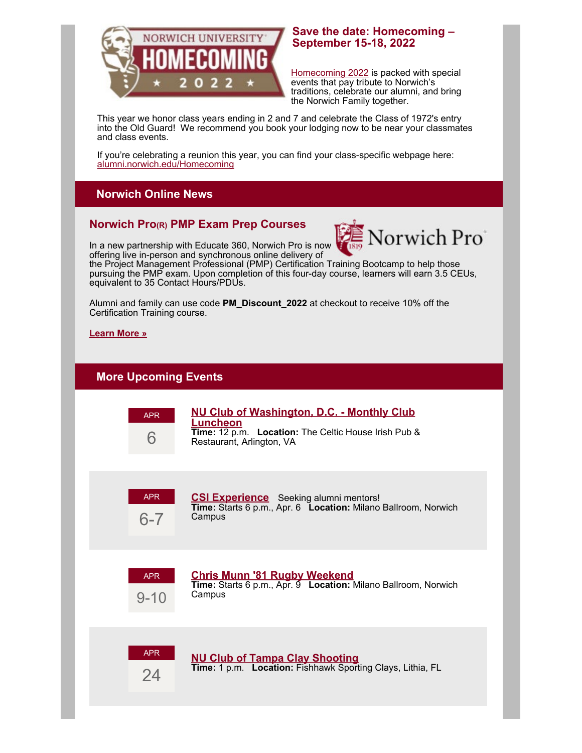## Save the date: Homecoming – September 15-18, 2022

Homecoming 2022 is packed with special events that pay tribute to Norwich's traditions, celebrate our alumni, and bring the Norwich Family together.

This year we honor class years ending in 2 and 7 and celebrate the Class of 1972's entry into the Old Guard! We recommend you book your lodging now to be near your classmates and class events.

If you're celebrating a reunion this year, you can find your class-specific webpage here: alumni.norwich.edu/Homecoming

## Norwich Online News

### Norwich Pro(R) PMP Exam Prep Courses

In a new partnership with Educate 360, Norwich Pro is now offering live in-person and synchronous online delivery of the Project Management Professional (PMP) Certification Training Bootcamp to help those pursuing the PMP exam. Upon completion of this four-day course, learners will earn 3.5 CEUs, equivalent to 35 Contact Hours/PDUs.

Alumni and family can use code **PM_Discount_2022** at checkout to receive 10% off the Certification Training course.

**Learn More »**

## More Upcoming Events

APR 6

**NU Club of Washington, D.C. - Monthly Club Luncheon**
**Time:** 12 p.m. **Location:** The Celtic House Irish Pub & Restaurant, Arlington, VA

APR 6-7

**CSI Experience** Seeking alumni mentors!
**Time:** Starts 6 p.m., Apr. 6 **Location:** Milano Ballroom, Norwich Campus

APR 9-10

**Chris Munn '81 Rugby Weekend**
**Time:** Starts 6 p.m., Apr. 9 **Location:** Milano Ballroom, Norwich Campus

APR 24

**NU Club of Tampa Clay Shooting**
**Time:** 1 p.m. **Location:** Fishhawk Sporting Clays, Lithia, FL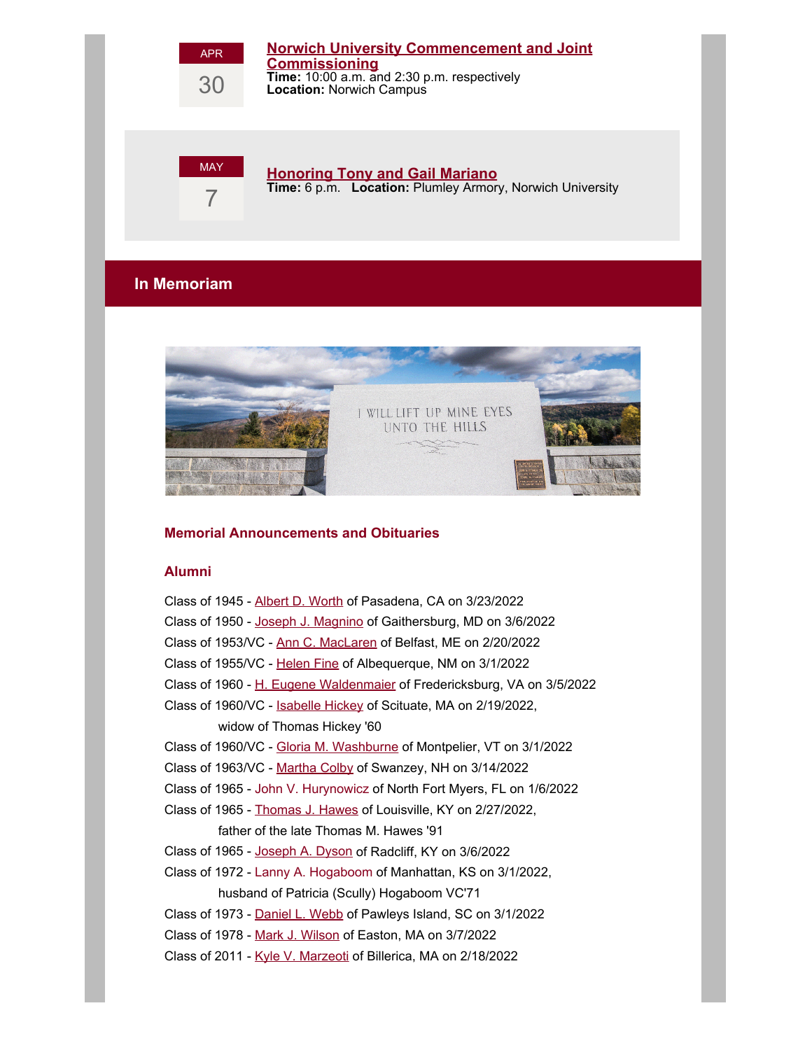APR 30

**Norwich University Commencement and Joint Commissioning**
**Time:** 10:00 a.m. and 2:30 p.m. respectively
**Location:** Norwich Campus

MAY 7

**Honoring Tony and Gail Mariano**
**Time:** 6 p.m. **Location:** Plumley Armory, Norwich University

## In Memoriam

### Memorial Announcements and Obituaries

### Alumni

Class of 1945 - Albert D. Worth of Pasadena, CA on 3/23/2022
Class of 1950 - Joseph J. Magnino of Gaithersburg, MD on 3/6/2022
Class of 1953/VC - Ann C. MacLaren of Belfast, ME on 2/20/2022
Class of 1955/VC - Helen Fine of Albequerque, NM on 3/1/2022
Class of 1960 - H. Eugene Waldenmaier of Fredericksburg, VA on 3/5/2022
Class of 1960/VC - Isabelle Hickey of Scituate, MA on 2/19/2022, widow of Thomas Hickey '60
Class of 1960/VC - Gloria M. Washburne of Montpelier, VT on 3/1/2022
Class of 1963/VC - Martha Colby of Swanzey, NH on 3/14/2022
Class of 1965 - John V. Hurynowicz of North Fort Myers, FL on 1/6/2022
Class of 1965 - Thomas J. Hawes of Louisville, KY on 2/27/2022, father of the late Thomas M. Hawes '91
Class of 1965 - Joseph A. Dyson of Radcliff, KY on 3/6/2022
Class of 1972 - Lanny A. Hogaboom of Manhattan, KS on 3/1/2022, husband of Patricia (Scully) Hogaboom VC'71
Class of 1973 - Daniel L. Webb of Pawleys Island, SC on 3/1/2022
Class of 1978 - Mark J. Wilson of Easton, MA on 3/7/2022
Class of 2011 - Kyle V. Marzeoti of Billerica, MA on 2/18/2022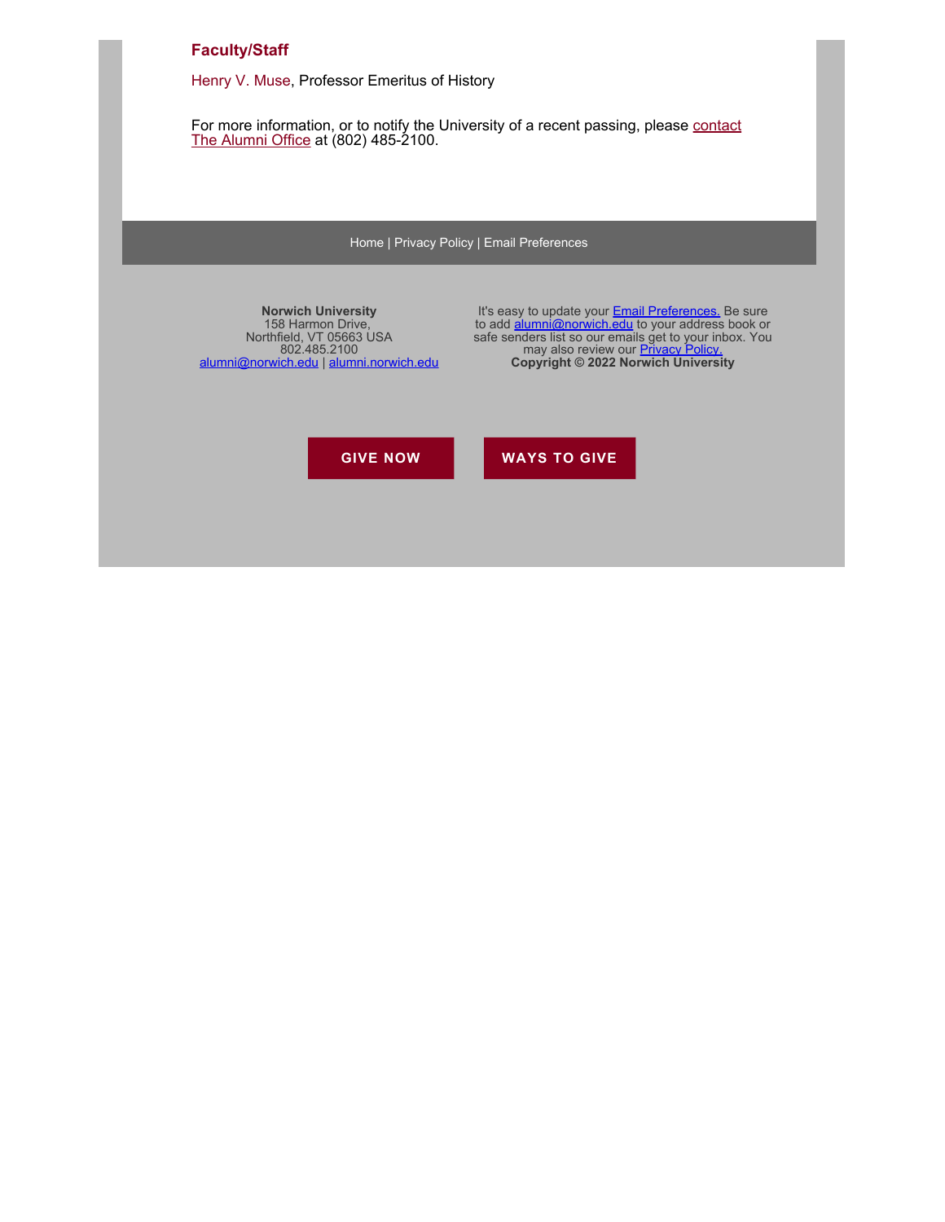### Faculty/Staff

Henry V. Muse, Professor Emeritus of History

For more information, or to notify the University of a recent passing, please contact The Alumni Office at (802) 485-2100.

Home | Privacy Policy | Email Preferences

**Norwich University**
158 Harmon Drive,
Northfield, VT 05663 USA
802.485.2100
alumni@norwich.edu | alumni.norwich.edu

It's easy to update your Email Preferences. Be sure to add alumni@norwich.edu to your address book or safe senders list so our emails get to your inbox. You may also review our Privacy Policy.
**Copyright © 2022 Norwich University**

GIVE NOW

WAYS TO GIVE